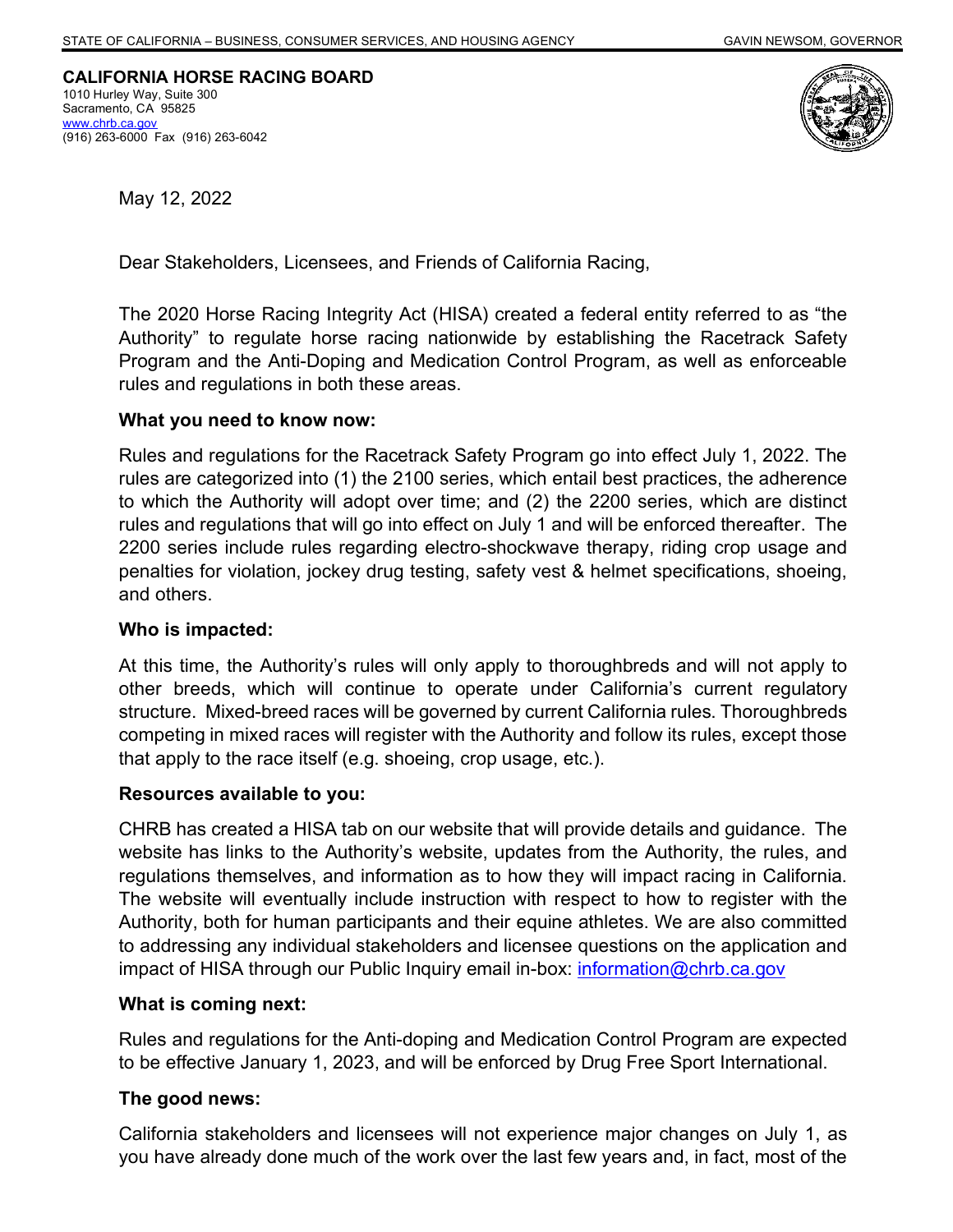STATE OF CALIFORNIA – BUSINESS, CONSUMER SERVICES, AND HOUSING AGENCY GAVIN NEWSOM, GOVERNOR

**CALIFORNIA HORSE RACING BOARD**
1010 Hurley Way, Suite 300
Sacramento, CA 95825
www.chrb.ca.gov
(916) 263-6000 Fax (916) 263-6042

May 12, 2022

Dear Stakeholders, Licensees, and Friends of California Racing,

The 2020 Horse Racing Integrity Act (HISA) created a federal entity referred to as "the Authority" to regulate horse racing nationwide by establishing the Racetrack Safety Program and the Anti-Doping and Medication Control Program, as well as enforceable rules and regulations in both these areas.

**What you need to know now:**

Rules and regulations for the Racetrack Safety Program go into effect July 1, 2022. The rules are categorized into (1) the 2100 series, which entail best practices, the adherence to which the Authority will adopt over time; and (2) the 2200 series, which are distinct rules and regulations that will go into effect on July 1 and will be enforced thereafter. The 2200 series include rules regarding electro-shockwave therapy, riding crop usage and penalties for violation, jockey drug testing, safety vest & helmet specifications, shoeing, and others.

**Who is impacted:**

At this time, the Authority's rules will only apply to thoroughbreds and will not apply to other breeds, which will continue to operate under California's current regulatory structure. Mixed-breed races will be governed by current California rules. Thoroughbreds competing in mixed races will register with the Authority and follow its rules, except those that apply to the race itself (e.g. shoeing, crop usage, etc.).

**Resources available to you:**

CHRB has created a HISA tab on our website that will provide details and guidance. The website has links to the Authority's website, updates from the Authority, the rules, and regulations themselves, and information as to how they will impact racing in California. The website will eventually include instruction with respect to how to register with the Authority, both for human participants and their equine athletes. We are also committed to addressing any individual stakeholders and licensee questions on the application and impact of HISA through our Public Inquiry email in-box: information@chrb.ca.gov

**What is coming next:**

Rules and regulations for the Anti-doping and Medication Control Program are expected to be effective January 1, 2023, and will be enforced by Drug Free Sport International.

**The good news:**

California stakeholders and licensees will not experience major changes on July 1, as you have already done much of the work over the last few years and, in fact, most of the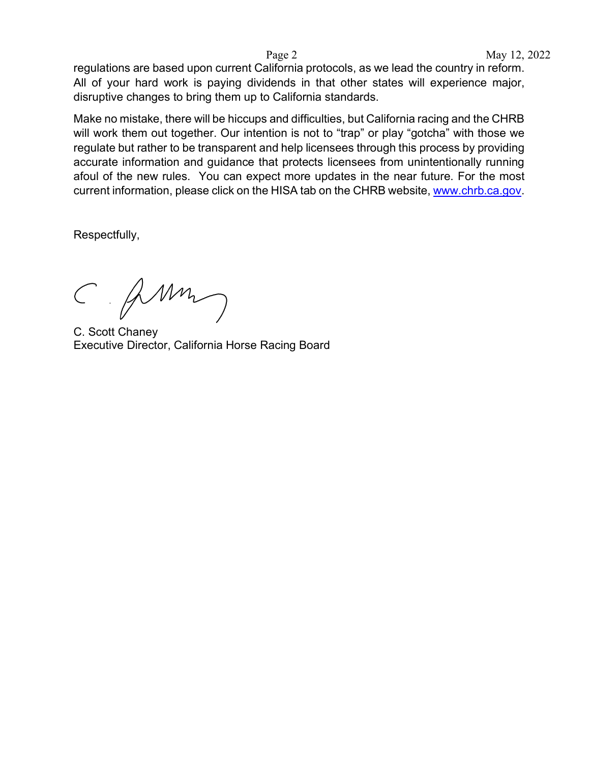regulations are based upon current California protocols, as we lead the country in reform. All of your hard work is paying dividends in that other states will experience major, disruptive changes to bring them up to California standards.

Make no mistake, there will be hiccups and difficulties, but California racing and the CHRB will work them out together. Our intention is not to "trap" or play "gotcha" with those we regulate but rather to be transparent and help licensees through this process by providing accurate information and guidance that protects licensees from unintentionally running afoul of the new rules. You can expect more updates in the near future. For the most current information, please click on the HISA tab on the CHRB website, [www.chrb.ca.gov](http://www.chrb.ca.gov).

Respectfully,

C. Scott Chaney
Executive Director, California Horse Racing Board